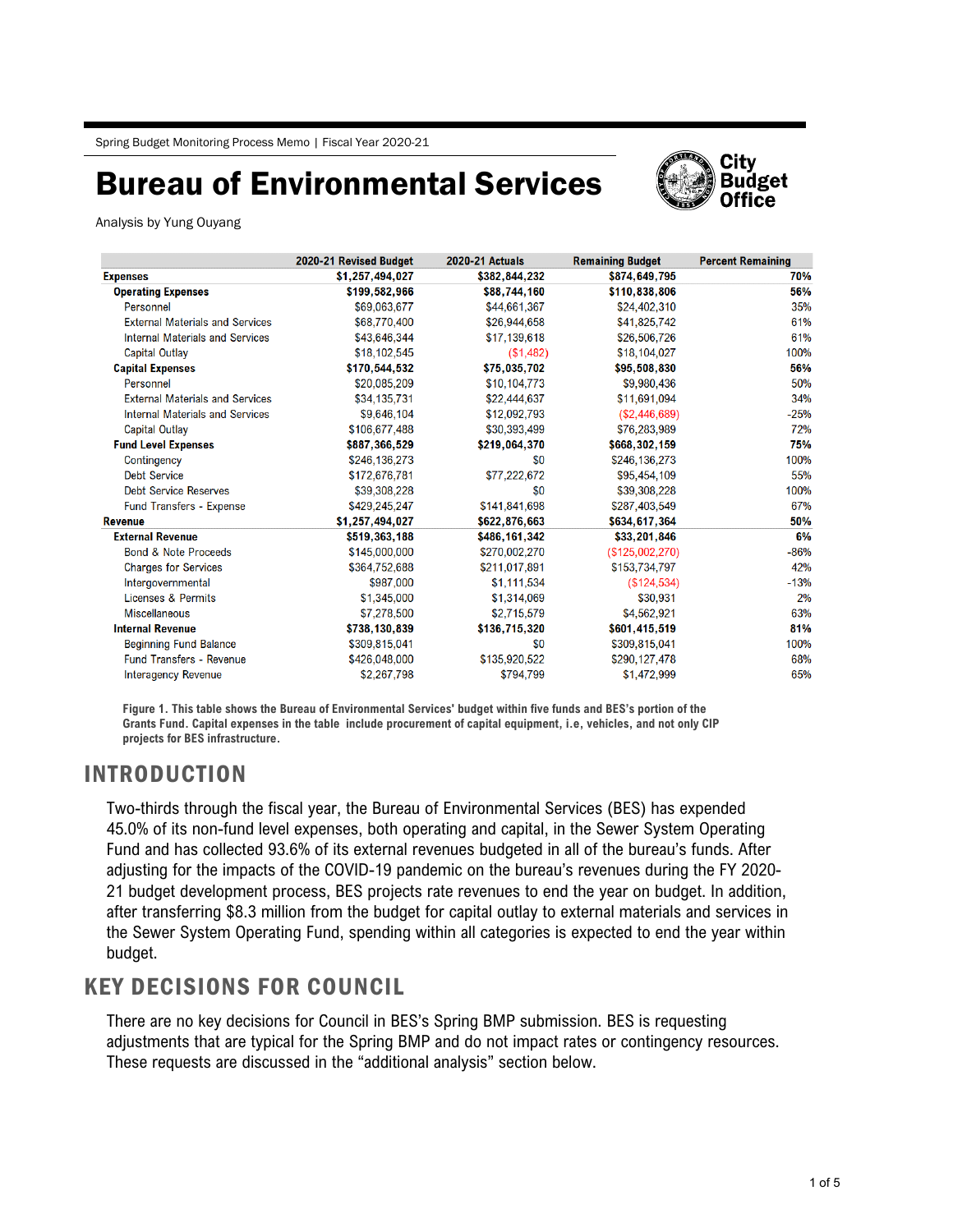Spring Budget Monitoring Process Memo | Fiscal Year 2020-21

# Bureau of Environmental Services

City Budget Office

Analysis by Yung Ouyang

| | 2020-21 Revised Budget | 2020-21 Actuals | Remaining Budget | Percent Remaining |
|---|---|---|---|---|
| **Expenses** | **$1,257,494,027** | **$382,844,232** | **$874,649,795** | **70%** |
| **Operating Expenses** | **$199,582,966** | **$88,744,160** | **$110,838,806** | **56%** |
| Personnel | $69,063,677 | $44,661,367 | $24,402,310 | 35% |
| External Materials and Services | $68,770,400 | $26,944,658 | $41,825,742 | 61% |
| Internal Materials and Services | $43,646,344 | $17,139,618 | $26,506,726 | 61% |
| Capital Outlay | $18,102,545 | ($1,482) | $18,104,027 | 100% |
| **Capital Expenses** | **$170,544,532** | **$75,035,702** | **$95,508,830** | **56%** |
| Personnel | $20,085,209 | $10,104,773 | $9,980,436 | 50% |
| External Materials and Services | $34,135,731 | $22,444,637 | $11,691,094 | 34% |
| Internal Materials and Services | $9,646,104 | $12,092,793 | ($2,446,689) | -25% |
| Capital Outlay | $106,677,488 | $30,393,499 | $76,283,989 | 72% |
| **Fund Level Expenses** | **$887,366,529** | **$219,064,370** | **$668,302,159** | **75%** |
| Contingency | $246,136,273 | $0 | $246,136,273 | 100% |
| Debt Service | $172,676,781 | $77,222,672 | $95,454,109 | 55% |
| Debt Service Reserves | $39,308,228 | $0 | $39,308,228 | 100% |
| Fund Transfers - Expense | $429,245,247 | $141,841,698 | $287,403,549 | 67% |
| **Revenue** | **$1,257,494,027** | **$622,876,663** | **$634,617,364** | **50%** |
| **External Revenue** | **$519,363,188** | **$486,161,342** | **$33,201,846** | **6%** |
| Bond & Note Proceeds | $145,000,000 | $270,002,270 | ($125,002,270) | -86% |
| Charges for Services | $364,752,688 | $211,017,891 | $153,734,797 | 42% |
| Intergovernmental | $987,000 | $1,111,534 | ($124,534) | -13% |
| Licenses & Permits | $1,345,000 | $1,314,069 | $30,931 | 2% |
| Miscellaneous | $7,278,500 | $2,715,579 | $4,562,921 | 63% |
| **Internal Revenue** | **$738,130,839** | **$136,715,320** | **$601,415,519** | **81%** |
| Beginning Fund Balance | $309,815,041 | $0 | $309,815,041 | 100% |
| Fund Transfers - Revenue | $426,048,000 | $135,920,522 | $290,127,478 | 68% |
| Interagency Revenue | $2,267,798 | $794,799 | $1,472,999 | 65% |

**Figure 1. This table shows the Bureau of Environmental Services' budget within five funds and BES's portion of the Grants Fund. Capital expenses in the table include procurement of capital equipment, i.e, vehicles, and not only CIP projects for BES infrastructure.**

## INTRODUCTION

Two-thirds through the fiscal year, the Bureau of Environmental Services (BES) has expended 45.0% of its non-fund level expenses, both operating and capital, in the Sewer System Operating Fund and has collected 93.6% of its external revenues budgeted in all of the bureau's funds. After adjusting for the impacts of the COVID-19 pandemic on the bureau's revenues during the FY 2020-21 budget development process, BES projects rate revenues to end the year on budget. In addition, after transferring $8.3 million from the budget for capital outlay to external materials and services in the Sewer System Operating Fund, spending within all categories is expected to end the year within budget.

## KEY DECISIONS FOR COUNCIL

There are no key decisions for Council in BES's Spring BMP submission. BES is requesting adjustments that are typical for the Spring BMP and do not impact rates or contingency resources. These requests are discussed in the "additional analysis" section below.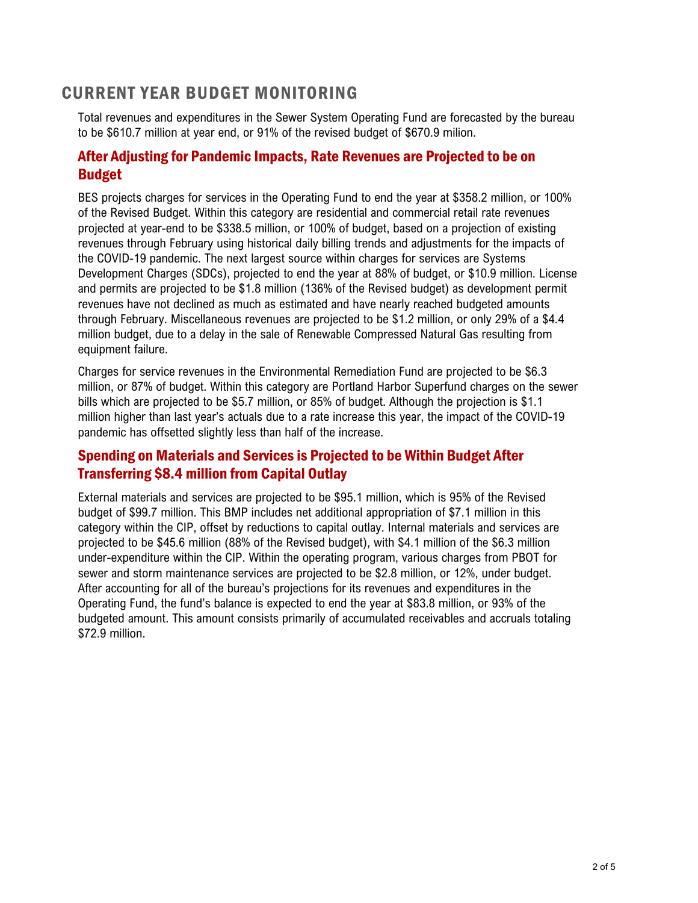## CURRENT YEAR BUDGET MONITORING

Total revenues and expenditures in the Sewer System Operating Fund are forecasted by the bureau to be $610.7 million at year end, or 91% of the revised budget of $670.9 milion.

### After Adjusting for Pandemic Impacts, Rate Revenues are Projected to be on Budget

BES projects charges for services in the Operating Fund to end the year at $358.2 million, or 100% of the Revised Budget. Within this category are residential and commercial retail rate revenues projected at year-end to be $338.5 million, or 100% of budget, based on a projection of existing revenues through February using historical daily billing trends and adjustments for the impacts of the COVID-19 pandemic. The next largest source within charges for services are Systems Development Charges (SDCs), projected to end the year at 88% of budget, or $10.9 million. License and permits are projected to be $1.8 million (136% of the Revised budget) as development permit revenues have not declined as much as estimated and have nearly reached budgeted amounts through February. Miscellaneous revenues are projected to be $1.2 million, or only 29% of a $4.4 million budget, due to a delay in the sale of Renewable Compressed Natural Gas resulting from equipment failure.

Charges for service revenues in the Environmental Remediation Fund are projected to be $6.3 million, or 87% of budget. Within this category are Portland Harbor Superfund charges on the sewer bills which are projected to be $5.7 million, or 85% of budget. Although the projection is $1.1 million higher than last year's actuals due to a rate increase this year, the impact of the COVID-19 pandemic has offsetted slightly less than half of the increase.

### Spending on Materials and Services is Projected to be Within Budget After Transferring $8.4 million from Capital Outlay

External materials and services are projected to be $95.1 million, which is 95% of the Revised budget of $99.7 million. This BMP includes net additional appropriation of $7.1 million in this category within the CIP, offset by reductions to capital outlay. Internal materials and services are projected to be $45.6 million (88% of the Revised budget), with $4.1 million of the $6.3 million under-expenditure within the CIP. Within the operating program, various charges from PBOT for sewer and storm maintenance services are projected to be $2.8 million, or 12%, under budget. After accounting for all of the bureau's projections for its revenues and expenditures in the Operating Fund, the fund's balance is expected to end the year at $83.8 million, or 93% of the budgeted amount. This amount consists primarily of accumulated receivables and accruals totaling $72.9 million.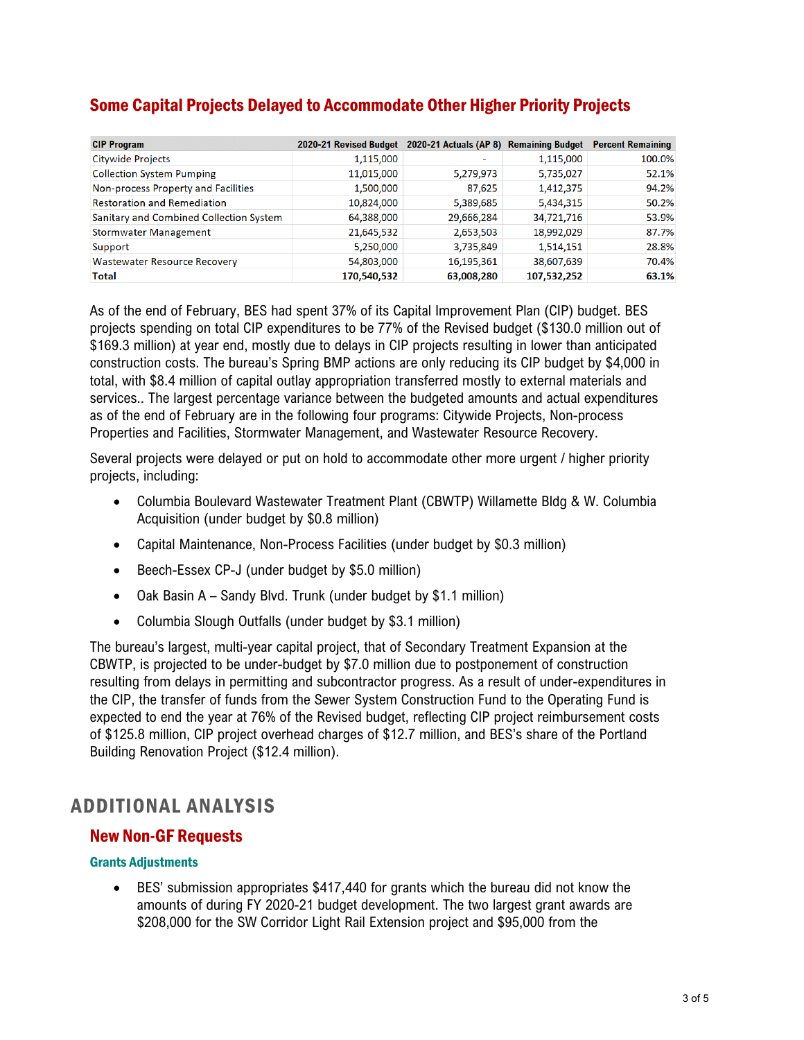## Some Capital Projects Delayed to Accommodate Other Higher Priority Projects

| CIP Program | 2020-21 Revised Budget | 2020-21 Actuals (AP 8) | Remaining Budget | Percent Remaining |
|---|---|---|---|---|
| Citywide Projects | 1,115,000 | - | 1,115,000 | 100.0% |
| Collection System Pumping | 11,015,000 | 5,279,973 | 5,735,027 | 52.1% |
| Non-process Property and Facilities | 1,500,000 | 87,625 | 1,412,375 | 94.2% |
| Restoration and Remediation | 10,824,000 | 5,389,685 | 5,434,315 | 50.2% |
| Sanitary and Combined Collection System | 64,388,000 | 29,666,284 | 34,721,716 | 53.9% |
| Stormwater Management | 21,645,532 | 2,653,503 | 18,992,029 | 87.7% |
| Support | 5,250,000 | 3,735,849 | 1,514,151 | 28.8% |
| Wastewater Resource Recovery | 54,803,000 | 16,195,361 | 38,607,639 | 70.4% |
| **Total** | **170,540,532** | **63,008,280** | **107,532,252** | **63.1%** |

As of the end of February, BES had spent 37% of its Capital Improvement Plan (CIP) budget. BES projects spending on total CIP expenditures to be 77% of the Revised budget ($130.0 million out of $169.3 million) at year end, mostly due to delays in CIP projects resulting in lower than anticipated construction costs. The bureau's Spring BMP actions are only reducing its CIP budget by $4,000 in total, with $8.4 million of capital outlay appropriation transferred mostly to external materials and services.. The largest percentage variance between the budgeted amounts and actual expenditures as of the end of February are in the following four programs: Citywide Projects, Non-process Properties and Facilities, Stormwater Management, and Wastewater Resource Recovery.

Several projects were delayed or put on hold to accommodate other more urgent / higher priority projects, including:

- Columbia Boulevard Wastewater Treatment Plant (CBWTP) Willamette Bldg & W. Columbia Acquisition (under budget by $0.8 million)
- Capital Maintenance, Non-Process Facilities (under budget by $0.3 million)
- Beech-Essex CP-J (under budget by $5.0 million)
- Oak Basin A – Sandy Blvd. Trunk (under budget by $1.1 million)
- Columbia Slough Outfalls (under budget by $3.1 million)

The bureau's largest, multi-year capital project, that of Secondary Treatment Expansion at the CBWTP, is projected to be under-budget by $7.0 million due to postponement of construction resulting from delays in permitting and subcontractor progress. As a result of under-expenditures in the CIP, the transfer of funds from the Sewer System Construction Fund to the Operating Fund is expected to end the year at 76% of the Revised budget, reflecting CIP project reimbursement costs of $125.8 million, CIP project overhead charges of $12.7 million, and BES's share of the Portland Building Renovation Project ($12.4 million).

# ADDITIONAL ANALYSIS

## New Non-GF Requests

### Grants Adjustments

- BES' submission appropriates $417,440 for grants which the bureau did not know the amounts of during FY 2020-21 budget development. The two largest grant awards are $208,000 for the SW Corridor Light Rail Extension project and $95,000 from the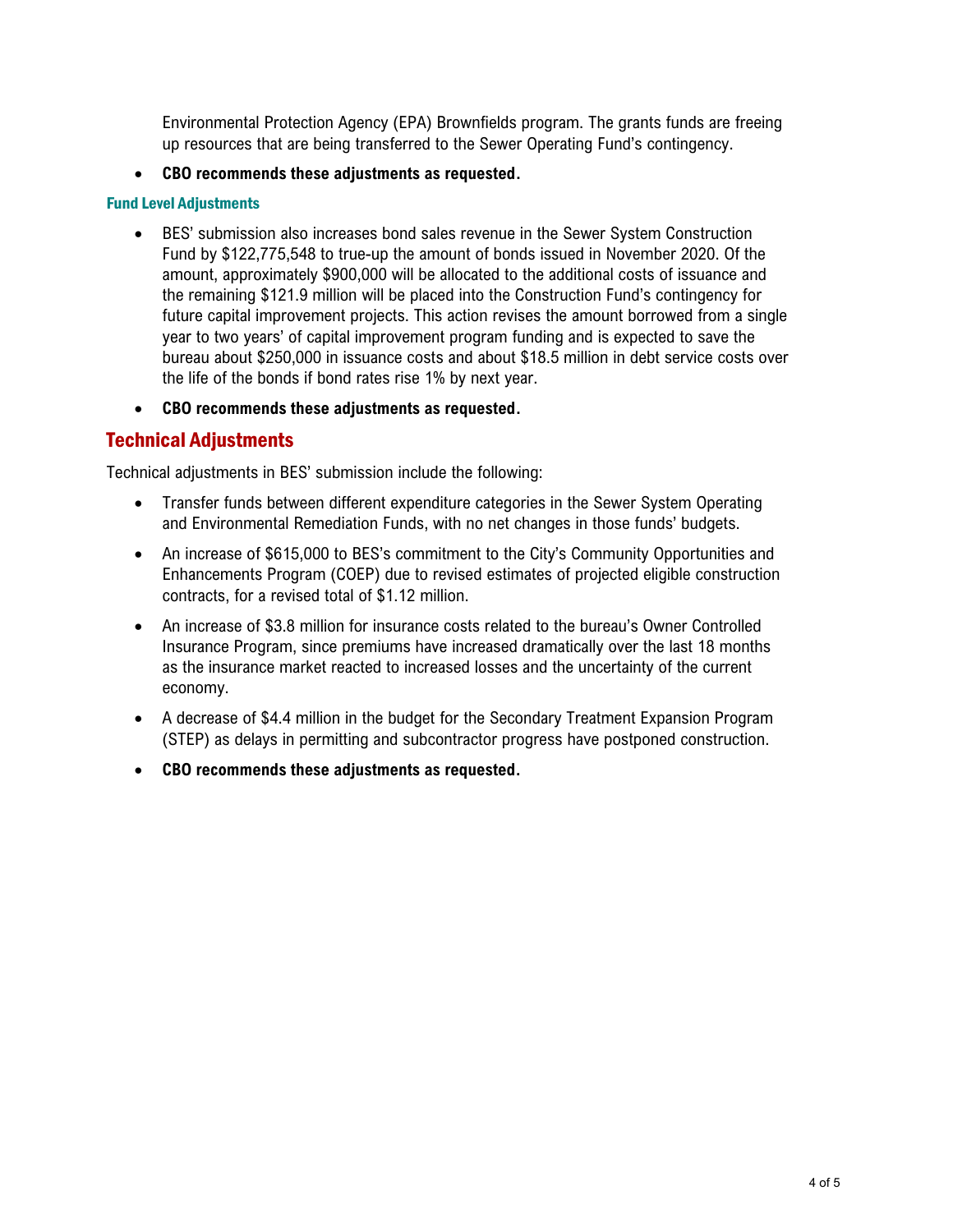Environmental Protection Agency (EPA) Brownfields program. The grants funds are freeing up resources that are being transferred to the Sewer Operating Fund's contingency.

- **CBO recommends these adjustments as requested.**

### Fund Level Adjustments

- BES' submission also increases bond sales revenue in the Sewer System Construction Fund by $122,775,548 to true-up the amount of bonds issued in November 2020. Of the amount, approximately $900,000 will be allocated to the additional costs of issuance and the remaining $121.9 million will be placed into the Construction Fund's contingency for future capital improvement projects. This action revises the amount borrowed from a single year to two years' of capital improvement program funding and is expected to save the bureau about $250,000 in issuance costs and about $18.5 million in debt service costs over the life of the bonds if bond rates rise 1% by next year.
- **CBO recommends these adjustments as requested.**

## Technical Adjustments

Technical adjustments in BES' submission include the following:

- Transfer funds between different expenditure categories in the Sewer System Operating and Environmental Remediation Funds, with no net changes in those funds' budgets.
- An increase of $615,000 to BES's commitment to the City's Community Opportunities and Enhancements Program (COEP) due to revised estimates of projected eligible construction contracts, for a revised total of $1.12 million.
- An increase of $3.8 million for insurance costs related to the bureau's Owner Controlled Insurance Program, since premiums have increased dramatically over the last 18 months as the insurance market reacted to increased losses and the uncertainty of the current economy.
- A decrease of $4.4 million in the budget for the Secondary Treatment Expansion Program (STEP) as delays in permitting and subcontractor progress have postponed construction.
- **CBO recommends these adjustments as requested.**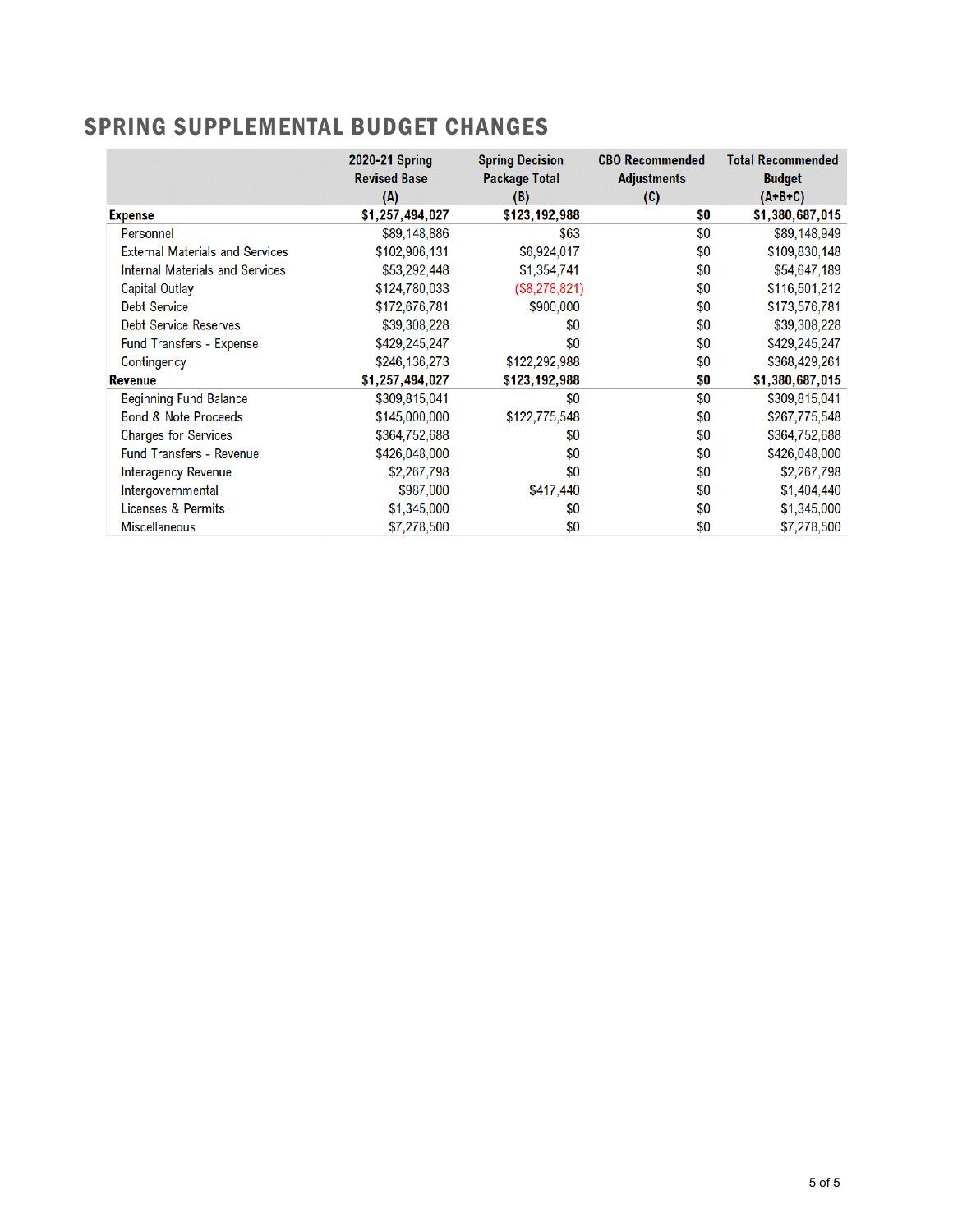## SPRING SUPPLEMENTAL BUDGET CHANGES

| | 2020-21 Spring Revised Base (A) | Spring Decision Package Total (B) | CBO Recommended Adjustments (C) | Total Recommended Budget (A+B+C) |
|---|---|---|---|---|
| **Expense** | **$1,257,494,027** | **$123,192,988** | **$0** | **$1,380,687,015** |
| Personnel | $89,148,886 | $63 | $0 | $89,148,949 |
| External Materials and Services | $102,906,131 | $6,924,017 | $0 | $109,830,148 |
| Internal Materials and Services | $53,292,448 | $1,354,741 | $0 | $54,647,189 |
| Capital Outlay | $124,780,033 | ($8,278,821) | $0 | $116,501,212 |
| Debt Service | $172,676,781 | $900,000 | $0 | $173,576,781 |
| Debt Service Reserves | $39,308,228 | $0 | $0 | $39,308,228 |
| Fund Transfers - Expense | $429,245,247 | $0 | $0 | $429,245,247 |
| Contingency | $246,136,273 | $122,292,988 | $0 | $368,429,261 |
| **Revenue** | **$1,257,494,027** | **$123,192,988** | **$0** | **$1,380,687,015** |
| Beginning Fund Balance | $309,815,041 | $0 | $0 | $309,815,041 |
| Bond & Note Proceeds | $145,000,000 | $122,775,548 | $0 | $267,775,548 |
| Charges for Services | $364,752,688 | $0 | $0 | $364,752,688 |
| Fund Transfers - Revenue | $426,048,000 | $0 | $0 | $426,048,000 |
| Interagency Revenue | $2,267,798 | $0 | $0 | $2,267,798 |
| Intergovernmental | $987,000 | $417,440 | $0 | $1,404,440 |
| Licenses & Permits | $1,345,000 | $0 | $0 | $1,345,000 |
| Miscellaneous | $7,278,500 | $0 | $0 | $7,278,500 |